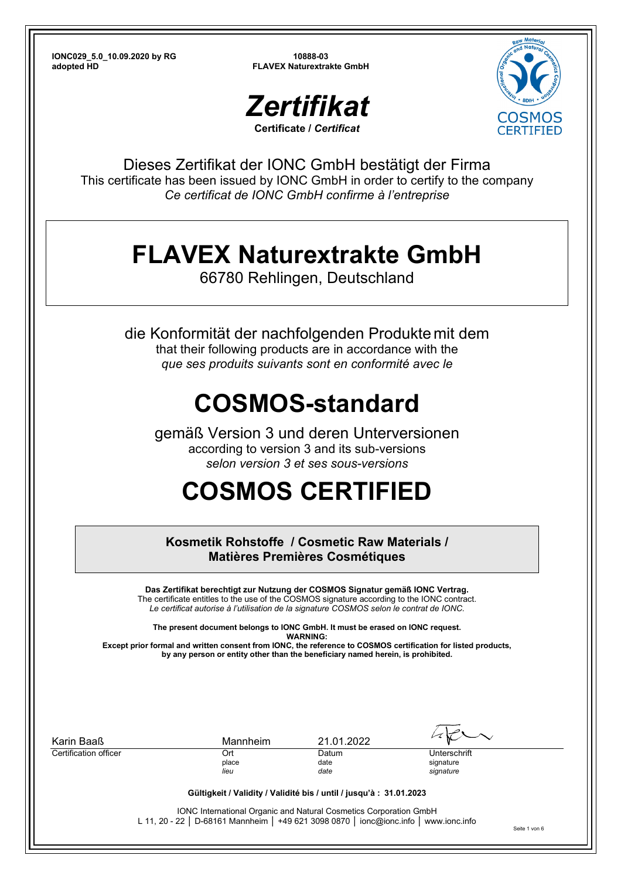**IONC029_5.0_10.09.2020 by RG**
**adopted HD**

**10888-03**
**FLAVEX Naturextrakte GmbH**

COSMOS CERTIFIED

# *Zertifikat*

**Certificate / *Certificat***

Dieses Zertifikat der IONC GmbH bestätigt der Firma
This certificate has been issued by IONC GmbH in order to certify to the company
*Ce certificat de IONC GmbH confirme à l'entreprise*

# FLAVEX Naturextrakte GmbH

66780 Rehlingen, Deutschland

die Konformität der nachfolgenden Produkte mit dem
that their following products are in accordance with the
*que ses produits suivants sont en conformité avec le*

# COSMOS-standard

gemäß Version 3 und deren Unterversionen
according to version 3 and its sub-versions
*selon version 3 et ses sous-versions*

# COSMOS CERTIFIED

**Kosmetik Rohstoffe / Cosmetic Raw Materials / Matières Premières Cosmétiques**

**Das Zertifikat berechtigt zur Nutzung der COSMOS Signatur gemäß IONC Vertrag.**
The certificate entitles to the use of the COSMOS signature according to the IONC contract.
*Le certificat autorise à l'utilisation de la signature COSMOS selon le contrat de IONC.*

**The present document belongs to IONC GmbH. It must be erased on IONC request.**
**WARNING:**
**Except prior formal and written consent from IONC, the reference to COSMOS certification for listed products, by any person or entity other than the beneficiary named herein, is prohibited.**

| Karin Baaß | Mannheim | 21.01.2022 | [signature] |
|---|---|---|---|
| Certification officer | Ort<br>place<br>*lieu* | Datum<br>date<br>*date* | Unterschrift<br>signature<br>*signature* |

**Gültigkeit / Validity / Validité bis / until / jusqu'à : 31.01.2023**

IONC International Organic and Natural Cosmetics Corporation GmbH
L 11, 20 - 22 │ D-68161 Mannheim │ +49 621 3098 0870 │ ionc@ionc.info │ www.ionc.info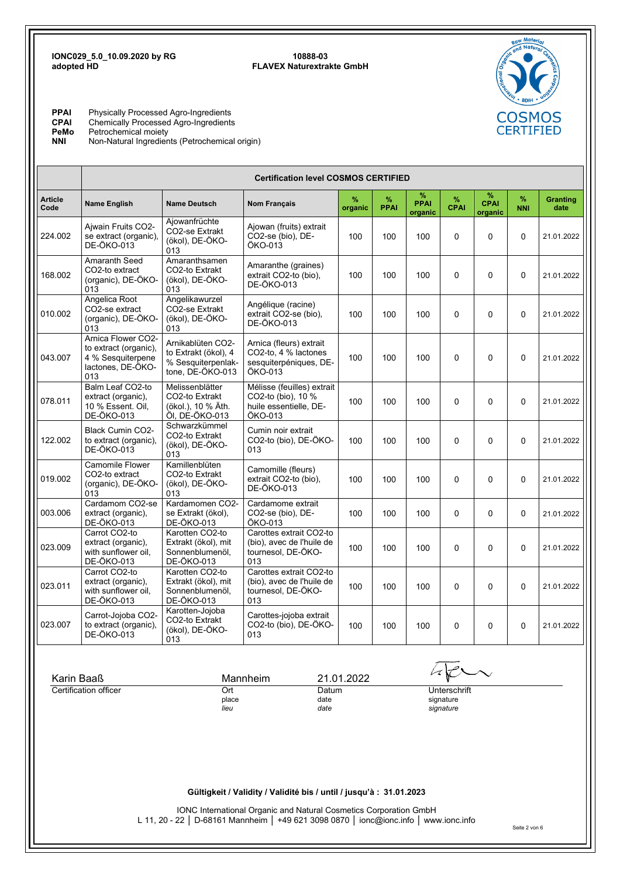**IONC029_5.0_10.09.2020 by RG**
**adopted HD**

**10888-03**
**FLAVEX Naturextrakte GmbH**

COSMOS CERTIFIED

**PPAI** Physically Processed Agro-Ingredients
**CPAI** Chemically Processed Agro-Ingredients
**PeMo** Petrochemical moiety
**NNI** Non-Natural Ingredients (Petrochemical origin)

| | Certification level COSMOS CERTIFIED | | | | | | | | | |
|---|---|---|---|---|---|---|---|---|---|---|
| **Article Code** | **Name English** | **Name Deutsch** | **Nom Français** | **% organic** | **% PPAI** | **% PPAI organic** | **% CPAI** | **% CPAI organic** | **% NNI** | **Granting date** |
| 224.002 | Ajwain Fruits $CO_2$-se extract (organic), DE-ÖKO-013 | Ajowanfrüchte $CO_2$-se Extrakt (ökol), DE-ÖKO-013 | Ajowan (fruits) extrait $CO_2$-se (bio), DE-ÖKO-013 | 100 | 100 | 100 | 0 | 0 | 0 | 21.01.2022 |
| 168.002 | Amaranth Seed $CO_2$-to extract (organic), DE-ÖKO-013 | Amaranthsamen $CO_2$-to Extrakt (ökol), DE-ÖKO-013 | Amaranthe (graines) extrait $CO_2$-to (bio), DE-ÖKO-013 | 100 | 100 | 100 | 0 | 0 | 0 | 21.01.2022 |
| 010.002 | Angelica Root $CO_2$-se extract (organic), DE-ÖKO-013 | Angelikawurzel $CO_2$-se Extrakt (ökol), DE-ÖKO-013 | Angélique (racine) extrait $CO_2$-se (bio), DE-ÖKO-013 | 100 | 100 | 100 | 0 | 0 | 0 | 21.01.2022 |
| 043.007 | Arnica Flower $CO_2$-to extract (organic), 4 % Sesquiterpene lactones, DE-ÖKO-013 | Arnikablüten $CO_2$-to Extrakt (ökol), 4 % Sesquiterpenlak-tone, DE-ÖKO-013 | Arnica (fleurs) extrait $CO_2$-to, 4 % lactones sesquiterpéniques, DE-ÖKO-013 | 100 | 100 | 100 | 0 | 0 | 0 | 21.01.2022 |
| 078.011 | Balm Leaf $CO_2$-to extract (organic), 10 % Essent. Oil, DE-ÖKO-013 | Melissenblätter $CO_2$-to Extrakt (ökol.), 10 % Äth. Öl, DE-ÖKO-013 | Mélisse (feuilles) extrait $CO_2$-to (bio), 10 % huile essentielle, DE-ÖKO-013 | 100 | 100 | 100 | 0 | 0 | 0 | 21.01.2022 |
| 122.002 | Black Cumin $CO_2$-to extract (organic), DE-ÖKO-013 | Schwarzkümmel $CO_2$-to Extrakt (ökol), DE-ÖKO-013 | Cumin noir extrait $CO_2$-to (bio), DE-ÖKO-013 | 100 | 100 | 100 | 0 | 0 | 0 | 21.01.2022 |
| 019.002 | Camomile Flower $CO_2$-to extract (organic), DE-ÖKO-013 | Kamillenblüten $CO_2$-to Extrakt (ökol), DE-ÖKO-013 | Camomille (fleurs) extrait $CO_2$-to (bio), DE-ÖKO-013 | 100 | 100 | 100 | 0 | 0 | 0 | 21.01.2022 |
| 003.006 | Cardamom $CO_2$-se extract (organic), DE-ÖKO-013 | Kardamomen $CO_2$-se Extrakt (ökol), DE-ÖKO-013 | Cardamome extrait $CO_2$-se (bio), DE-ÖKO-013 | 100 | 100 | 100 | 0 | 0 | 0 | 21.01.2022 |
| 023.009 | Carrot $CO_2$-to extract (organic), with sunflower oil, DE-ÖKO-013 | Karotten $CO_2$-to Extrakt (ökol), mit Sonnenblumenöl, DE-ÖKO-013 | Carottes extrait $CO_2$-to (bio), avec de l'huile de tournesol, DE-ÖKO-013 | 100 | 100 | 100 | 0 | 0 | 0 | 21.01.2022 |
| 023.011 | Carrot $CO_2$-to extract (organic), with sunflower oil, DE-ÖKO-013 | Karotten $CO_2$-to Extrakt (ökol), mit Sonnenblumenöl, DE-ÖKO-013 | Carottes extrait $CO_2$-to (bio), avec de l'huile de tournesol, DE-ÖKO-013 | 100 | 100 | 100 | 0 | 0 | 0 | 21.01.2022 |
| 023.007 | Carrot-Jojoba $CO_2$-to extract (organic), DE-ÖKO-013 | Karotten-Jojoba $CO_2$-to Extrakt (ökol), DE-ÖKO-013 | Carottes-jojoba extrait $CO_2$-to (bio), DE-ÖKO-013 | 100 | 100 | 100 | 0 | 0 | 0 | 21.01.2022 |

Karin Baaß — Mannheim — 21.01.2022

Certification officer — Ort / place / *lieu* — Datum / date / *date* — Unterschrift / signature / *signature*

**Gültigkeit / Validity / Validité bis / until / jusqu'à : 31.01.2023**

IONC International Organic and Natural Cosmetics Corporation GmbH
L 11, 20 - 22 | D-68161 Mannheim | +49 621 3098 0870 | ionc@ionc.info | www.ionc.info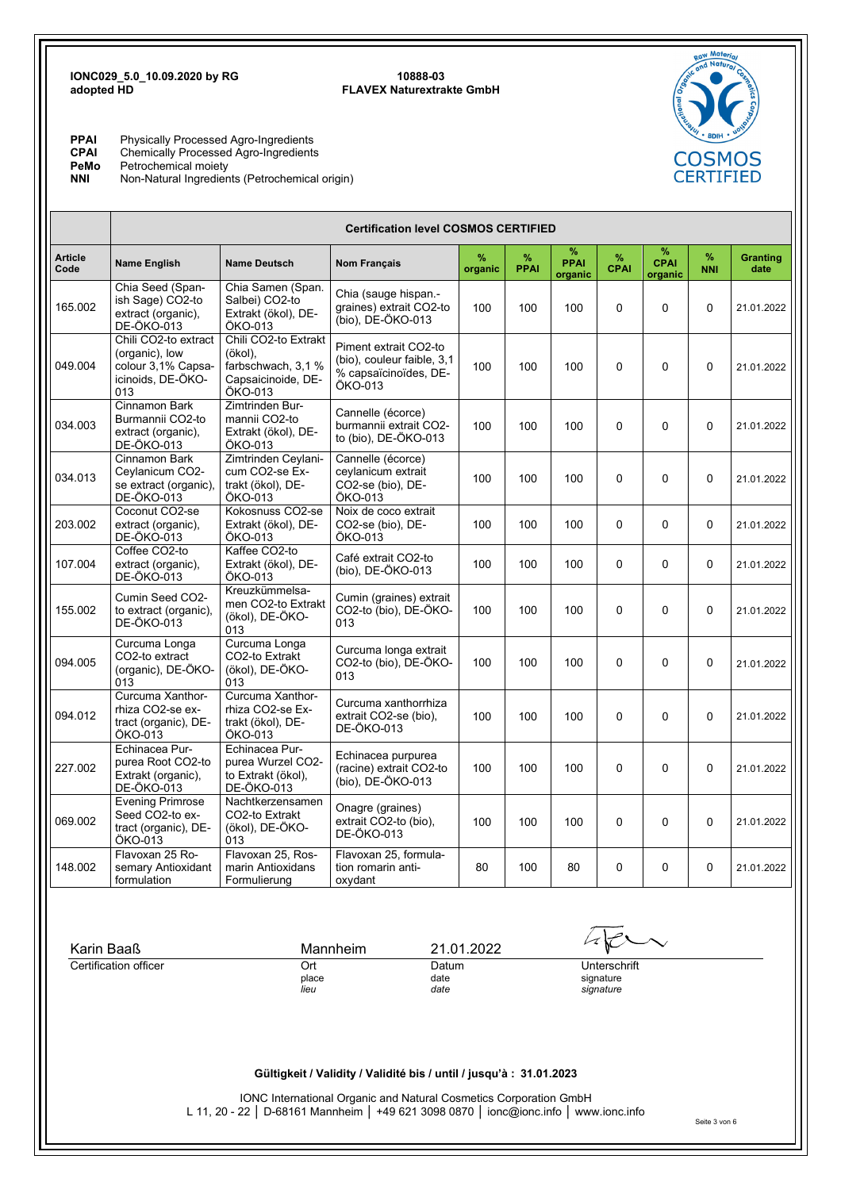**IONC029_5.0_10.09.2020 by RG**
**adopted HD**

**10888-03**
**FLAVEX Naturextrakte GmbH**

**PPAI** Physically Processed Agro-Ingredients
**CPAI** Chemically Processed Agro-Ingredients
**PeMo** Petrochemical moiety
**NNI** Non-Natural Ingredients (Petrochemical origin)

COSMOS CERTIFIED

| | Certification level COSMOS CERTIFIED | | | | | | | | | | |
|---|---|---|---|---|---|---|---|---|---|---|---|
| **Article Code** | **Name English** | **Name Deutsch** | **Nom Français** | **% organic** | **% PPAI** | **% PPAI organic** | **% CPAI** | **% CPAI organic** | **% NNI** | **Granting date** |
| 165.002 | Chia Seed (Spanish Sage) CO2-to extract (organic), DE-ÖKO-013 | Chia Samen (Span. Salbei) CO2-to Extrakt (ökol), DE-ÖKO-013 | Chia (sauge hispan.-graines) extrait CO2-to (bio), DE-ÖKO-013 | 100 | 100 | 100 | 0 | 0 | 0 | 21.01.2022 |
| 049.004 | Chili CO2-to extract (organic), low colour 3,1% Capsaicinoids, DE-ÖKO-013 | Chili CO2-to Extrakt (ökol), farbschwach, 3,1 % Capsaicinoide, DE-ÖKO-013 | Piment extrait CO2-to (bio), couleur faible, 3,1 % capsaïcinoïdes, DE-ÖKO-013 | 100 | 100 | 100 | 0 | 0 | 0 | 21.01.2022 |
| 034.003 | Cinnamon Bark Burmannii CO2-to extract (organic), DE-ÖKO-013 | Zimtrinden Burmannii CO2-to Extrakt (ökol), DE-ÖKO-013 | Cannelle (écorce) burmannii extrait CO2-to (bio), DE-ÖKO-013 | 100 | 100 | 100 | 0 | 0 | 0 | 21.01.2022 |
| 034.013 | Cinnamon Bark Ceylanicum CO2-se extract (organic), DE-ÖKO-013 | Zimtrinden Ceylanicum CO2-se Extrakt (ökol), DE-ÖKO-013 | Cannelle (écorce) ceylanicum extrait CO2-se (bio), DE-ÖKO-013 | 100 | 100 | 100 | 0 | 0 | 0 | 21.01.2022 |
| 203.002 | Coconut CO2-se extract (organic), DE-ÖKO-013 | Kokosnuss CO2-se Extrakt (ökol), DE-ÖKO-013 | Noix de coco extrait CO2-se (bio), DE-ÖKO-013 | 100 | 100 | 100 | 0 | 0 | 0 | 21.01.2022 |
| 107.004 | Coffee CO2-to extract (organic), DE-ÖKO-013 | Kaffee CO2-to Extrakt (ökol), DE-ÖKO-013 | Café extrait CO2-to (bio), DE-ÖKO-013 | 100 | 100 | 100 | 0 | 0 | 0 | 21.01.2022 |
| 155.002 | Cumin Seed CO2-to extract (organic), DE-ÖKO-013 | Kreuzkümmelsamen CO2-to Extrakt (ökol), DE-ÖKO-013 | Cumin (graines) extrait CO2-to (bio), DE-ÖKO-013 | 100 | 100 | 100 | 0 | 0 | 0 | 21.01.2022 |
| 094.005 | Curcuma Longa CO2-to extract (organic), DE-ÖKO-013 | Curcuma Longa CO2-to Extrakt (ökol), DE-ÖKO-013 | Curcuma longa extrait CO2-to (bio), DE-ÖKO-013 | 100 | 100 | 100 | 0 | 0 | 0 | 21.01.2022 |
| 094.012 | Curcuma Xanthorrhiza CO2-se extract (organic), DE-ÖKO-013 | Curcuma Xanthorrhiza CO2-se Extrakt (ökol), DE-ÖKO-013 | Curcuma xanthorrhiza extrait CO2-se (bio), DE-ÖKO-013 | 100 | 100 | 100 | 0 | 0 | 0 | 21.01.2022 |
| 227.002 | Echinacea Purpurea Root CO2-to Extrakt (organic), DE-ÖKO-013 | Echinacea Purpurea Wurzel CO2-to Extrakt (ökol), DE-ÖKO-013 | Echinacea purpurea (racine) extrait CO2-to (bio), DE-ÖKO-013 | 100 | 100 | 100 | 0 | 0 | 0 | 21.01.2022 |
| 069.002 | Evening Primrose Seed CO2-to extract (organic), DE-ÖKO-013 | Nachtkerzensamen CO2-to Extrakt (ökol), DE-ÖKO-013 | Onagre (graines) extrait CO2-to (bio), DE-ÖKO-013 | 100 | 100 | 100 | 0 | 0 | 0 | 21.01.2022 |
| 148.002 | Flavoxan 25 Rosemary Antioxidant formulation | Flavoxan 25, Rosmarin Antioxidans Formulierung | Flavoxan 25, formulation romarin antioxydant | 80 | 100 | 80 | 0 | 0 | 0 | 21.01.2022 |

| Karin Baaß | Mannheim | 21.01.2022 | |
|---|---|---|---|
| Certification officer | Ort<br>place<br>*lieu* | Datum<br>date<br>*date* | Unterschrift<br>signature<br>*signature* |

**Gültigkeit / Validity / Validité bis / until / jusqu'à : 31.01.2023**

IONC International Organic and Natural Cosmetics Corporation GmbH
L 11, 20 - 22 │ D-68161 Mannheim │ +49 621 3098 0870 │ ionc@ionc.info │ www.ionc.info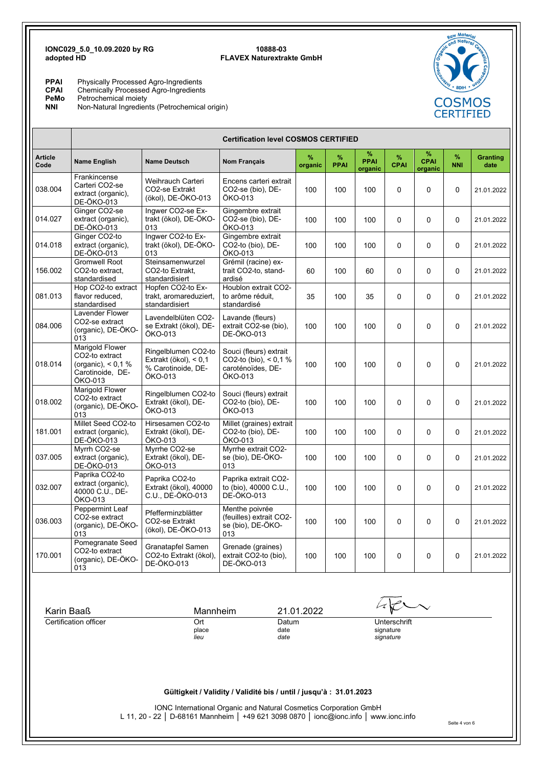**IONC029_5.0_10.09.2020 by RG**
**adopted HD**

**10888-03**
**FLAVEX Naturextrakte GmbH**

**PPAI** Physically Processed Agro-Ingredients
**CPAI** Chemically Processed Agro-Ingredients
**PeMo** Petrochemical moiety
**NNI** Non-Natural Ingredients (Petrochemical origin)

| | Certification level COSMOS CERTIFIED | | | | | | | | | |
|---|---|---|---|---|---|---|---|---|---|---|
| **Article Code** | **Name English** | **Name Deutsch** | **Nom Français** | **% organic** | **% PPAI** | **% PPAI organic** | **% CPAI** | **% CPAI organic** | **% NNI** | **Granting date** |
| 038.004 | Frankincense Carteri CO2-se extract (organic), DE-ÖKO-013 | Weihrauch Carteri CO2-se Extrakt (ökol), DE-ÖKO-013 | Encens carteri extrait CO2-se (bio), DE-ÖKO-013 | 100 | 100 | 100 | 0 | 0 | 0 | 21.01.2022 |
| 014.027 | Ginger CO2-se extract (organic), DE-ÖKO-013 | Ingwer CO2-se Extrakt (ökol), DE-ÖKO-013 | Gingembre extrait CO2-se (bio), DE-ÖKO-013 | 100 | 100 | 100 | 0 | 0 | 0 | 21.01.2022 |
| 014.018 | Ginger CO2-to extract (organic), DE-ÖKO-013 | Ingwer CO2-to Extrakt (ökol), DE-ÖKO-013 | Gingembre extrait CO2-to (bio), DE-ÖKO-013 | 100 | 100 | 100 | 0 | 0 | 0 | 21.01.2022 |
| 156.002 | Gromwell Root CO2-to extract, standardised | Steinsamenwurzel CO2-to Extrakt, standardisiert | Grémil (racine) extrait CO2-to, standardisé | 60 | 100 | 60 | 0 | 0 | 0 | 21.01.2022 |
| 081.013 | Hop CO2-to extract flavor reduced, standardised | Hopfen CO2-to Extrakt, aromareduziert, standardisiert | Houblon extrait CO2-to arôme réduit, standardisé | 35 | 100 | 35 | 0 | 0 | 0 | 21.01.2022 |
| 084.006 | Lavender Flower CO2-se extract (organic), DE-ÖKO-013 | Lavendelblüten CO2-se Extrakt (ökol), DE-ÖKO-013 | Lavande (fleurs) extrait CO2-se (bio), DE-ÖKO-013 | 100 | 100 | 100 | 0 | 0 | 0 | 21.01.2022 |
| 018.014 | Marigold Flower CO2-to extract (organic), < 0,1 % Carotinoide, DE-ÖKO-013 | Ringelblumen CO2-to Extrakt (ökol), < 0,1 % Carotinoide, DE-ÖKO-013 | Souci (fleurs) extrait CO2-to (bio), < 0,1 % caroténoïdes, DE-ÖKO-013 | 100 | 100 | 100 | 0 | 0 | 0 | 21.01.2022 |
| 018.002 | Marigold Flower CO2-to extract (organic), DE-ÖKO-013 | Ringelblumen CO2-to Extrakt (ökol), DE-ÖKO-013 | Souci (fleurs) extrait CO2-to (bio), DE-ÖKO-013 | 100 | 100 | 100 | 0 | 0 | 0 | 21.01.2022 |
| 181.001 | Millet Seed CO2-to extract (organic), DE-ÖKO-013 | Hirsesamen CO2-to Extrakt (ökol), DE-ÖKO-013 | Millet (graines) extrait CO2-to (bio), DE-ÖKO-013 | 100 | 100 | 100 | 0 | 0 | 0 | 21.01.2022 |
| 037.005 | Myrrh CO2-se extract (organic), DE-ÖKO-013 | Myrrhe CO2-se Extrakt (ökol), DE-ÖKO-013 | Myrrhe extrait CO2-se (bio), DE-ÖKO-013 | 100 | 100 | 100 | 0 | 0 | 0 | 21.01.2022 |
| 032.007 | Paprika CO2-to extract (organic), 40000 C.U., DE-ÖKO-013 | Paprika CO2-to Extrakt (ökol), 40000 C.U., DE-ÖKO-013 | Paprika extrait CO2-to (bio), 40000 C.U., DE-ÖKO-013 | 100 | 100 | 100 | 0 | 0 | 0 | 21.01.2022 |
| 036.003 | Peppermint Leaf CO2-se extract (organic), DE-ÖKO-013 | Pfefferminzblätter CO2-se Extrakt (ökol), DE-ÖKO-013 | Menthe poivrée (feuilles) extrait CO2-se (bio), DE-ÖKO-013 | 100 | 100 | 100 | 0 | 0 | 0 | 21.01.2022 |
| 170.001 | Pomegranate Seed CO2-to extract (organic), DE-ÖKO-013 | Granatapfel Samen CO2-to Extrakt (ökol), DE-ÖKO-013 | Grenade (graines) extrait CO2-to (bio), DE-ÖKO-013 | 100 | 100 | 100 | 0 | 0 | 0 | 21.01.2022 |

| Karin Baaß | Mannheim | 21.01.2022 | |
|---|---|---|---|
| Certification officer | Ort / place / *lieu* | Datum / date / *date* | Unterschrift / signature / *signature* |

**Gültigkeit / Validity / Validité bis / until / jusqu'à : 31.01.2023**

IONC International Organic and Natural Cosmetics Corporation GmbH
L 11, 20 - 22 │ D-68161 Mannheim │ +49 621 3098 0870 │ ionc@ionc.info │ www.ionc.info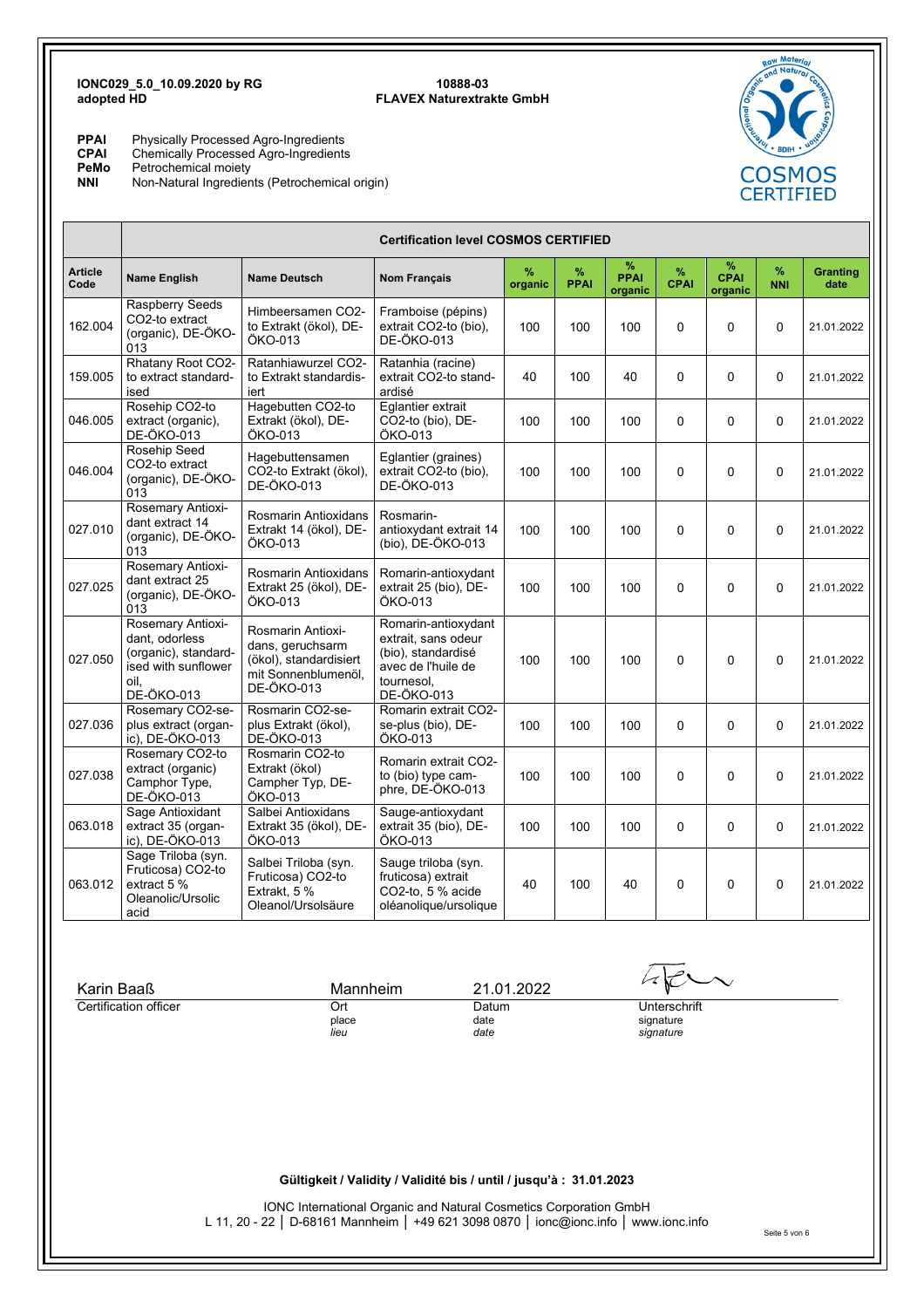**IONC029_5.0_10.09.2020 by RG adopted HD**

**10888-03**
**FLAVEX Naturextrakte GmbH**

**PPAI** Physically Processed Agro-Ingredients
**CPAI** Chemically Processed Agro-Ingredients
**PeMo** Petrochemical moiety
**NNI** Non-Natural Ingredients (Petrochemical origin)

COSMOS CERTIFIED

| | Certification level COSMOS CERTIFIED | | | | | | | | | |
|---|---|---|---|---|---|---|---|---|---|---|
| **Article Code** | **Name English** | **Name Deutsch** | **Nom Français** | **% organic** | **% PPAI** | **% PPAI organic** | **% CPAI** | **% CPAI organic** | **% NNI** | **Granting date** |
| 162.004 | Raspberry Seeds CO2-to extract (organic), DE-ÖKO-013 | Himbeersamen CO2-to Extrakt (ökol), DE-ÖKO-013 | Framboise (pépins) extrait CO2-to (bio), DE-ÖKO-013 | 100 | 100 | 100 | 0 | 0 | 0 | 21.01.2022 |
| 159.005 | Rhatany Root CO2-to extract standardised | Ratanhiawurzel CO2-to Extrakt standardisiert | Ratanhia (racine) extrait CO2-to standardisé | 40 | 100 | 40 | 0 | 0 | 0 | 21.01.2022 |
| 046.005 | Rosehip CO2-to extract (organic), DE-ÖKO-013 | Hagebutten CO2-to Extrakt (ökol), DE-ÖKO-013 | Eglantier extrait CO2-to (bio), DE-ÖKO-013 | 100 | 100 | 100 | 0 | 0 | 0 | 21.01.2022 |
| 046.004 | Rosehip Seed CO2-to extract (organic), DE-ÖKO-013 | Hagebuttensamen CO2-to Extrakt (ökol), DE-ÖKO-013 | Eglantier (graines) extrait CO2-to (bio), DE-ÖKO-013 | 100 | 100 | 100 | 0 | 0 | 0 | 21.01.2022 |
| 027.010 | Rosemary Antioxidant extract 14 (organic), DE-ÖKO-013 | Rosmarin Antioxidans Extrakt 14 (ökol), DE-ÖKO-013 | Rosmarin-antioxydant extrait 14 (bio), DE-ÖKO-013 | 100 | 100 | 100 | 0 | 0 | 0 | 21.01.2022 |
| 027.025 | Rosemary Antioxidant extract 25 (organic), DE-ÖKO-013 | Rosmarin Antioxidans Extrakt 25 (ökol), DE-ÖKO-013 | Romarin-antioxydant extrait 25 (bio), DE-ÖKO-013 | 100 | 100 | 100 | 0 | 0 | 0 | 21.01.2022 |
| 027.050 | Rosemary Antioxidant, odorless (organic), standardised with sunflower oil, DE-ÖKO-013 | Rosmarin Antioxidans, geruchsarm (ökol), standardisiert mit Sonnenblumenöl, DE-ÖKO-013 | Romarin-antioxydant extrait, sans odeur (bio), standardisé avec de l'huile de tournesol, DE-ÖKO-013 | 100 | 100 | 100 | 0 | 0 | 0 | 21.01.2022 |
| 027.036 | Rosemary CO2-se-plus extract (organic), DE-ÖKO-013 | Rosmarin CO2-se-plus Extrakt (ökol), DE-ÖKO-013 | Romarin extrait CO2-se-plus (bio), DE-ÖKO-013 | 100 | 100 | 100 | 0 | 0 | 0 | 21.01.2022 |
| 027.038 | Rosemary CO2-to extract (organic) Camphor Type, DE-ÖKO-013 | Rosmarin CO2-to Extrakt (ökol) Campher Typ, DE-ÖKO-013 | Romarin extrait CO2-to (bio) type camphre, DE-ÖKO-013 | 100 | 100 | 100 | 0 | 0 | 0 | 21.01.2022 |
| 063.018 | Sage Antioxidant extract 35 (organic), DE-ÖKO-013 | Salbei Antioxidans Extrakt 35 (ökol), DE-ÖKO-013 | Sauge-antioxydant extrait 35 (bio), DE-ÖKO-013 | 100 | 100 | 100 | 0 | 0 | 0 | 21.01.2022 |
| 063.012 | Sage Triloba (syn. Fruticosa) CO2-to extract 5 % Oleanolic/Ursolic acid | Salbei Triloba (syn. Fruticosa) CO2-to Extrakt, 5 % Oleanol/Ursolsäure | Sauge triloba (syn. fruticosa) extrait CO2-to, 5 % acide oléanolique/ursolique | 40 | 100 | 40 | 0 | 0 | 0 | 21.01.2022 |

| Karin Baaß | Mannheim | 21.01.2022 | |
|---|---|---|---|
| Certification officer | Ort / place / *lieu* | Datum / date / *date* | Unterschrift / signature / *signature* |

**Gültigkeit / Validity / Validité bis / until / jusqu'à : 31.01.2023**

IONC International Organic and Natural Cosmetics Corporation GmbH
L 11, 20 - 22 │ D-68161 Mannheim │ +49 621 3098 0870 │ ionc@ionc.info │ www.ionc.info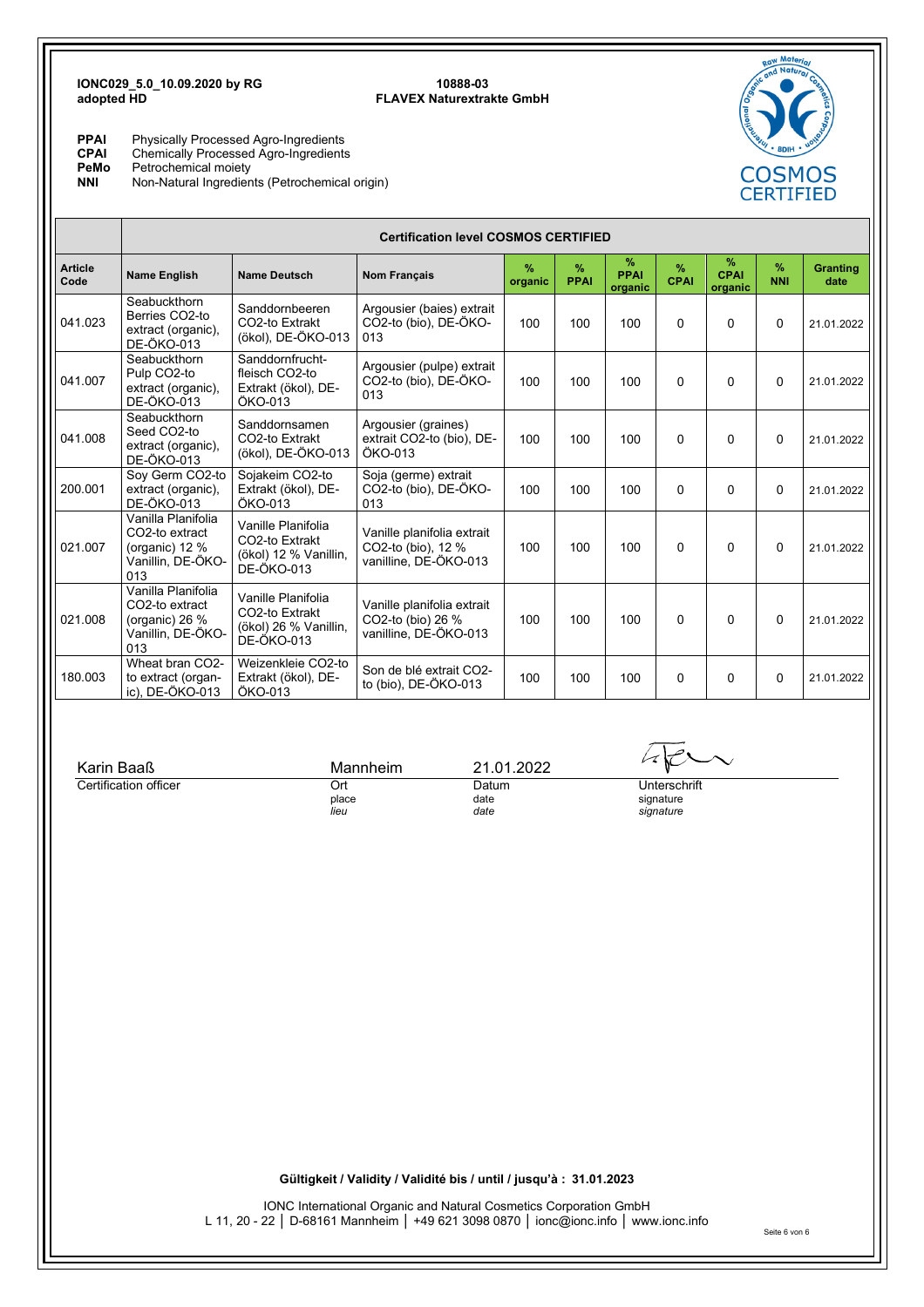**IONC029_5.0_10.09.2020 by RG**
**adopted HD**

**10888-03**
**FLAVEX Naturextrakte GmbH**

**PPAI** Physically Processed Agro-Ingredients
**CPAI** Chemically Processed Agro-Ingredients
**PeMo** Petrochemical moiety
**NNI** Non-Natural Ingredients (Petrochemical origin)

COSMOS CERTIFIED

| | Certification level COSMOS CERTIFIED | | | | | | | | | |
|---|---|---|---|---|---|---|---|---|---|---|
| **Article Code** | **Name English** | **Name Deutsch** | **Nom Français** | **% organic** | **% PPAI** | **% PPAI organic** | **% CPAI** | **% CPAI organic** | **% NNI** | **Granting date** |
| 041.023 | Seabuckthorn Berries $CO_2$-to extract (organic), DE-ÖKO-013 | Sanddornbeeren $CO_2$-to Extrakt (ökol), DE-ÖKO-013 | Argousier (baies) extrait $CO_2$-to (bio), DE-ÖKO-013 | 100 | 100 | 100 | 0 | 0 | 0 | 21.01.2022 |
| 041.007 | Seabuckthorn Pulp $CO_2$-to extract (organic), DE-ÖKO-013 | Sanddornfrucht-fleisch $CO_2$-to Extrakt (ökol), DE-ÖKO-013 | Argousier (pulpe) extrait $CO_2$-to (bio), DE-ÖKO-013 | 100 | 100 | 100 | 0 | 0 | 0 | 21.01.2022 |
| 041.008 | Seabuckthorn Seed $CO_2$-to extract (organic), DE-ÖKO-013 | Sanddornsamen $CO_2$-to Extrakt (ökol), DE-ÖKO-013 | Argousier (graines) extrait $CO_2$-to (bio), DE-ÖKO-013 | 100 | 100 | 100 | 0 | 0 | 0 | 21.01.2022 |
| 200.001 | Soy Germ $CO_2$-to extract (organic), DE-ÖKO-013 | Sojakeim $CO_2$-to Extrakt (ökol), DE-ÖKO-013 | Soja (germe) extrait $CO_2$-to (bio), DE-ÖKO-013 | 100 | 100 | 100 | 0 | 0 | 0 | 21.01.2022 |
| 021.007 | Vanilla Planifolia $CO_2$-to extract (organic) 12 % Vanillin, DE-ÖKO-013 | Vanille Planifolia $CO_2$-to Extrakt (ökol) 12 % Vanillin, DE-ÖKO-013 | Vanille planifolia extrait $CO_2$-to (bio), 12 % vanilline, DE-ÖKO-013 | 100 | 100 | 100 | 0 | 0 | 0 | 21.01.2022 |
| 021.008 | Vanilla Planifolia $CO_2$-to extract (organic) 26 % Vanillin, DE-ÖKO-013 | Vanille Planifolia $CO_2$-to Extrakt (ökol) 26 % Vanillin, DE-ÖKO-013 | Vanille planifolia extrait $CO_2$-to (bio) 26 % vanilline, DE-ÖKO-013 | 100 | 100 | 100 | 0 | 0 | 0 | 21.01.2022 |
| 180.003 | Wheat bran $CO_2$-to extract (organic), DE-ÖKO-013 | Weizenkleie $CO_2$-to Extrakt (ökol), DE-ÖKO-013 | Son de blé extrait $CO_2$-to (bio), DE-ÖKO-013 | 100 | 100 | 100 | 0 | 0 | 0 | 21.01.2022 |

| Karin Baaß | Mannheim | 21.01.2022 | |
|---|---|---|---|
| Certification officer | Ort<br>place<br>*lieu* | Datum<br>date<br>*date* | Unterschrift<br>signature<br>*signature* |

**Gültigkeit / Validity / Validité bis / until / jusqu'à : 31.01.2023**

IONC International Organic and Natural Cosmetics Corporation GmbH
L 11, 20 - 22 │ D-68161 Mannheim │ +49 621 3098 0870 │ ionc@ionc.info │ www.ionc.info